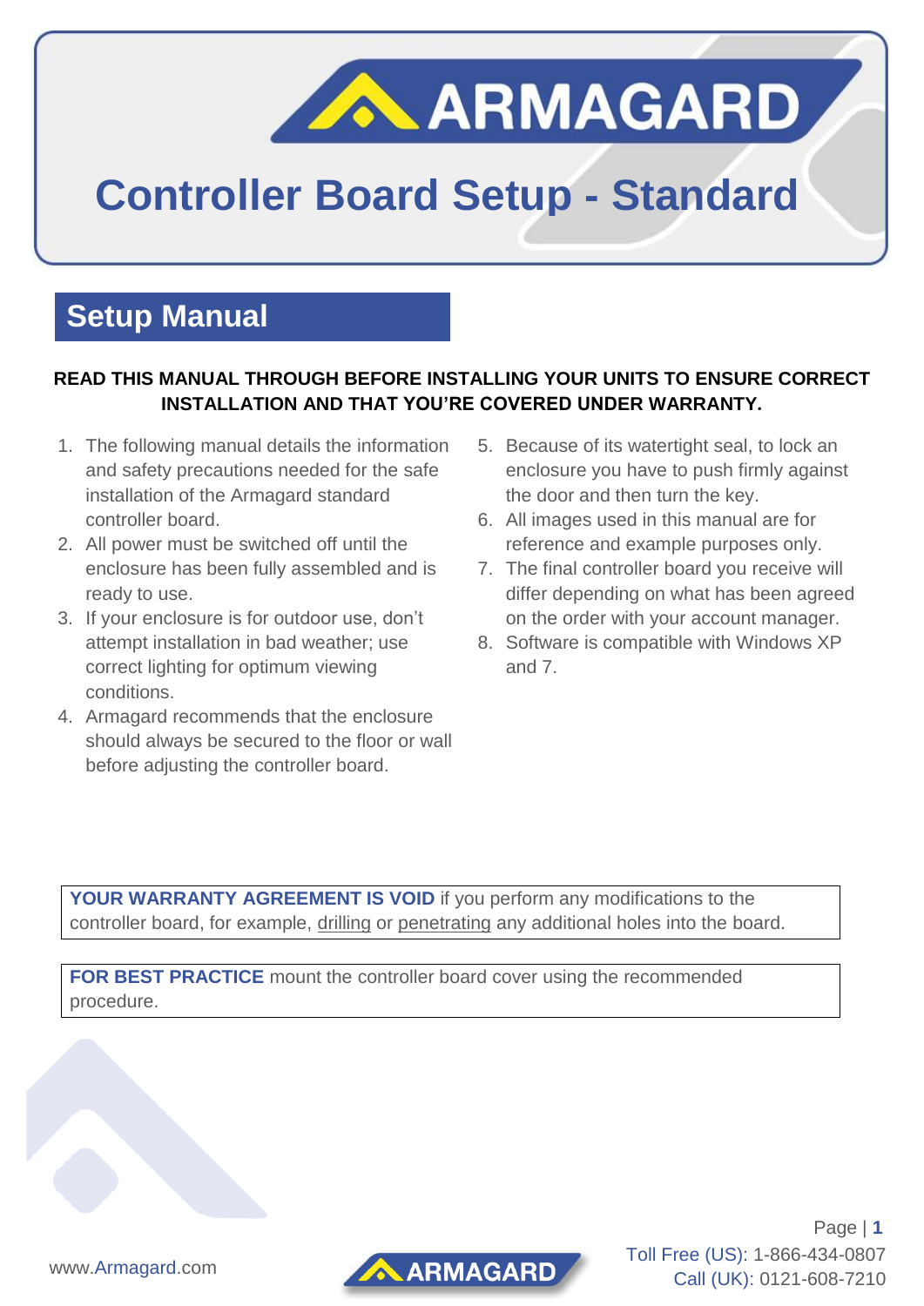# Controller Board Setup - Standard

## Setup Manual

**READ THIS MANUAL THROUGH BEFORE INSTALLING YOUR UNITS TO ENSURE CORRECT INSTALLATION AND THAT YOU'RE COVERED UNDER WARRANTY.**

1. The following manual details the information and safety precautions needed for the safe installation of the Armagard standard controller board.
2. All power must be switched off until the enclosure has been fully assembled and is ready to use.
3. If your enclosure is for outdoor use, don't attempt installation in bad weather; use correct lighting for optimum viewing conditions.
4. Armagard recommends that the enclosure should always be secured to the floor or wall before adjusting the controller board.
5. Because of its watertight seal, to lock an enclosure you have to push firmly against the door and then turn the key.
6. All images used in this manual are for reference and example purposes only.
7. The final controller board you receive will differ depending on what has been agreed on the order with your account manager.
8. Software is compatible with Windows XP and 7.

**YOUR WARRANTY AGREEMENT IS VOID** if you perform any modifications to the controller board, for example, drilling or penetrating any additional holes into the board.

**FOR BEST PRACTICE** mount the controller board cover using the recommended procedure.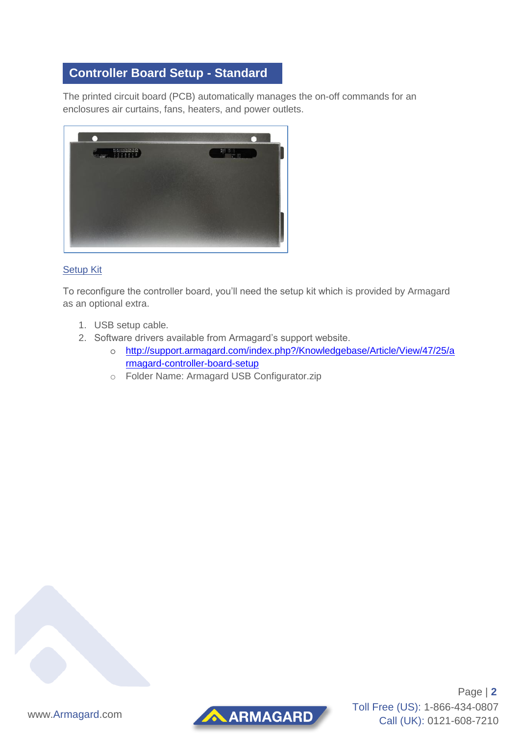## Controller Board Setup - Standard

The printed circuit board (PCB) automatically manages the on-off commands for an enclosures air curtains, fans, heaters, and power outlets.

### Setup Kit

To reconfigure the controller board, you'll need the setup kit which is provided by Armagard as an optional extra.

1. USB setup cable.
2. Software drivers available from Armagard's support website.
   - http://support.armagard.com/index.php?/Knowledgebase/Article/View/47/25/armagard-controller-board-setup
   - Folder Name: Armagard USB Configurator.zip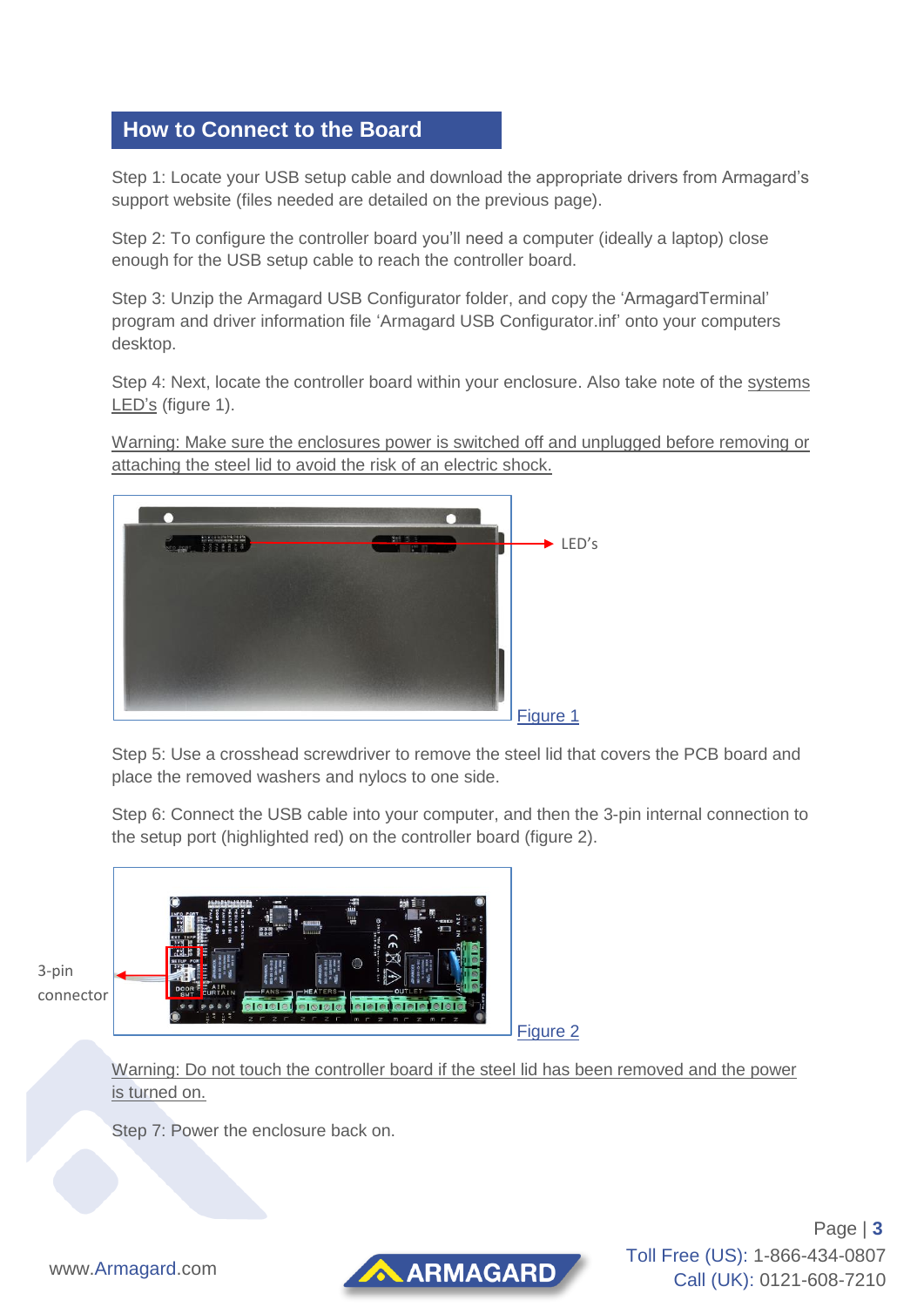## How to Connect to the Board

Step 1: Locate your USB setup cable and download the appropriate drivers from Armagard's support website (files needed are detailed on the previous page).

Step 2: To configure the controller board you'll need a computer (ideally a laptop) close enough for the USB setup cable to reach the controller board.

Step 3: Unzip the Armagard USB Configurator folder, and copy the 'ArmagardTerminal' program and driver information file 'Armagard USB Configurator.inf' onto your computers desktop.

Step 4: Next, locate the controller board within your enclosure. Also take note of the systems LED's (figure 1).

Warning: Make sure the enclosures power is switched off and unplugged before removing or attaching the steel lid to avoid the risk of an electric shock.

LED's

Figure 1

Step 5: Use a crosshead screwdriver to remove the steel lid that covers the PCB board and place the removed washers and nylocs to one side.

Step 6: Connect the USB cable into your computer, and then the 3-pin internal connection to the setup port (highlighted red) on the controller board (figure 2).

3-pin connector

Figure 2

Warning: Do not touch the controller board if the steel lid has been removed and the power is turned on.

Step 7: Power the enclosure back on.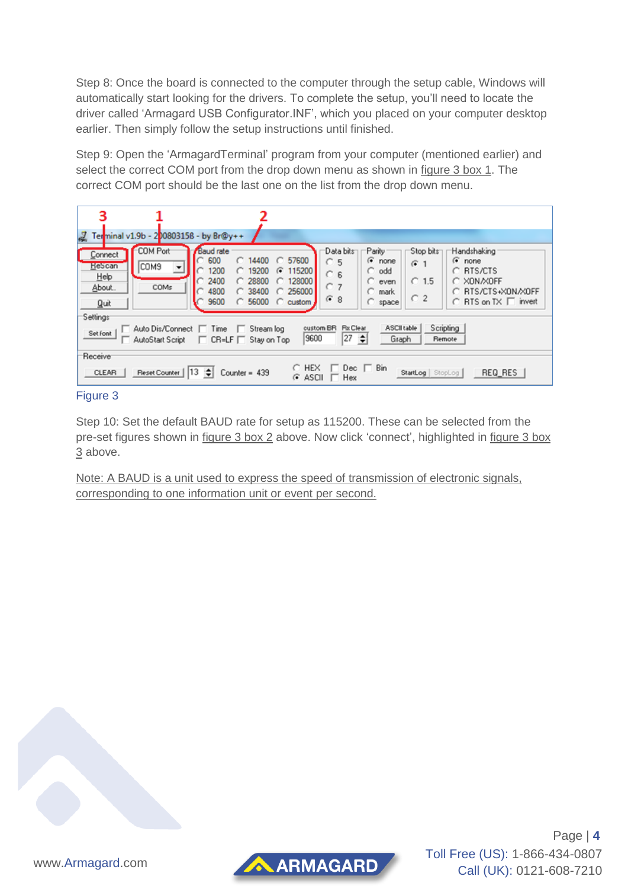Step 8: Once the board is connected to the computer through the setup cable, Windows will automatically start looking for the drivers. To complete the setup, you'll need to locate the driver called 'Armagard USB Configurator.INF', which you placed on your computer desktop earlier. Then simply follow the setup instructions until finished.

Step 9: Open the 'ArmagardTerminal' program from your computer (mentioned earlier) and select the correct COM port from the drop down menu as shown in figure 3 box 1. The correct COM port should be the last one on the list from the drop down menu.

Figure 3

Step 10: Set the default BAUD rate for setup as 115200. These can be selected from the pre-set figures shown in figure 3 box 2 above. Now click 'connect', highlighted in figure 3 box 3 above.

Note: A BAUD is a unit used to express the speed of transmission of electronic signals, corresponding to one information unit or event per second.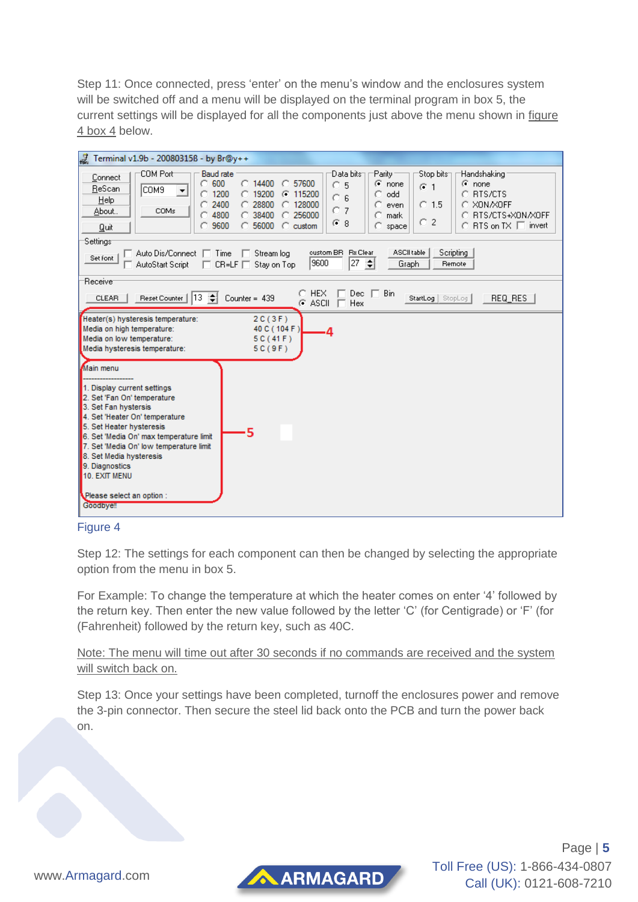Step 11: Once connected, press 'enter' on the menu's window and the enclosures system will be switched off and a menu will be displayed on the terminal program in box 5, the current settings will be displayed for all the components just above the menu shown in figure 4 box 4 below.

Figure 4

Step 12: The settings for each component can then be changed by selecting the appropriate option from the menu in box 5.

For Example: To change the temperature at which the heater comes on enter '4' followed by the return key. Then enter the new value followed by the letter 'C' (for Centigrade) or 'F' (for (Fahrenheit) followed by the return key, such as 40C.

Note: The menu will time out after 30 seconds if no commands are received and the system will switch back on.

Step 13: Once your settings have been completed, turnoff the enclosures power and remove the 3-pin connector. Then secure the steel lid back onto the PCB and turn the power back on.

www.Armagard.com

Toll Free (US): 1-866-434-0807
Call (UK): 0121-608-7210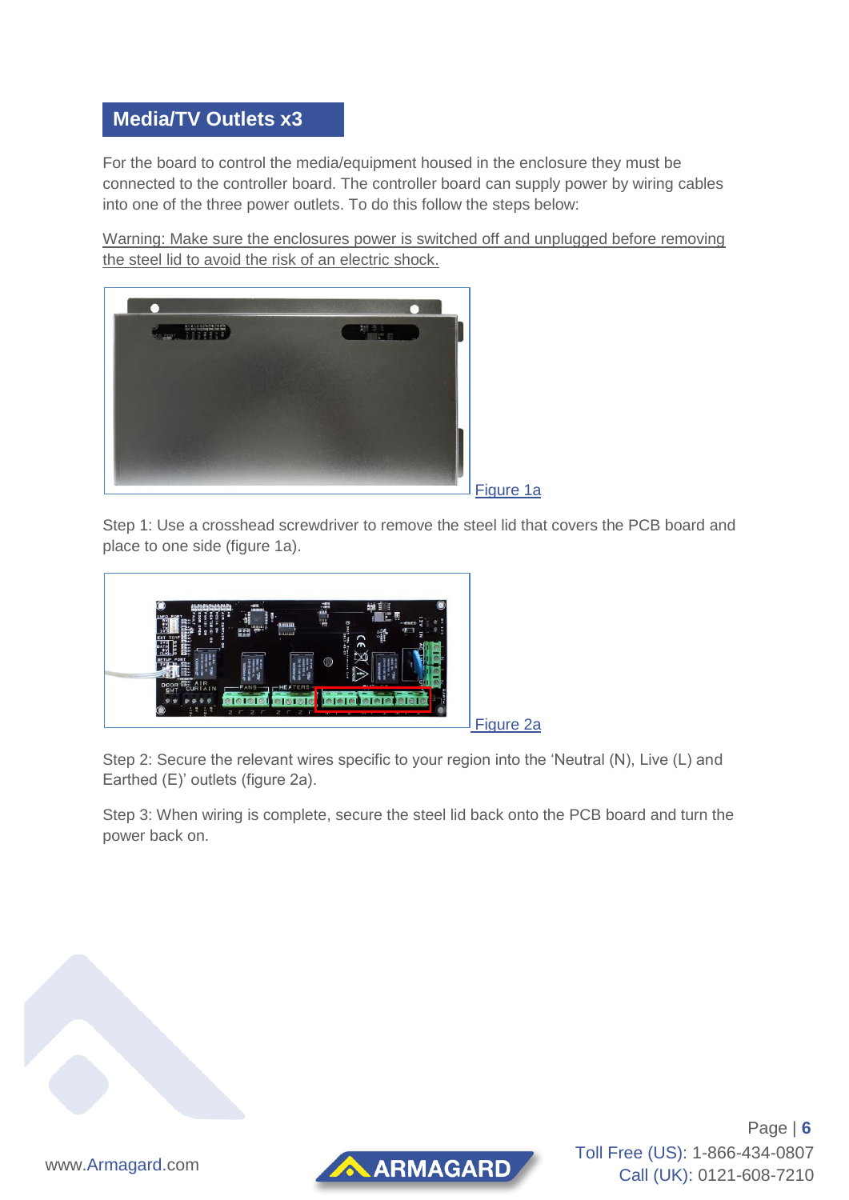## Media/TV Outlets x3

For the board to control the media/equipment housed in the enclosure they must be connected to the controller board. The controller board can supply power by wiring cables into one of the three power outlets. To do this follow the steps below:

Warning: Make sure the enclosures power is switched off and unplugged before removing the steel lid to avoid the risk of an electric shock.

Figure 1a

Step 1: Use a crosshead screwdriver to remove the steel lid that covers the PCB board and place to one side (figure 1a).

Figure 2a

Step 2: Secure the relevant wires specific to your region into the 'Neutral (N), Live (L) and Earthed (E)' outlets (figure 2a).

Step 3: When wiring is complete, secure the steel lid back onto the PCB board and turn the power back on.

www.Armagard.com

Toll Free (US): 1-866-434-0807
Call (UK): 0121-608-7210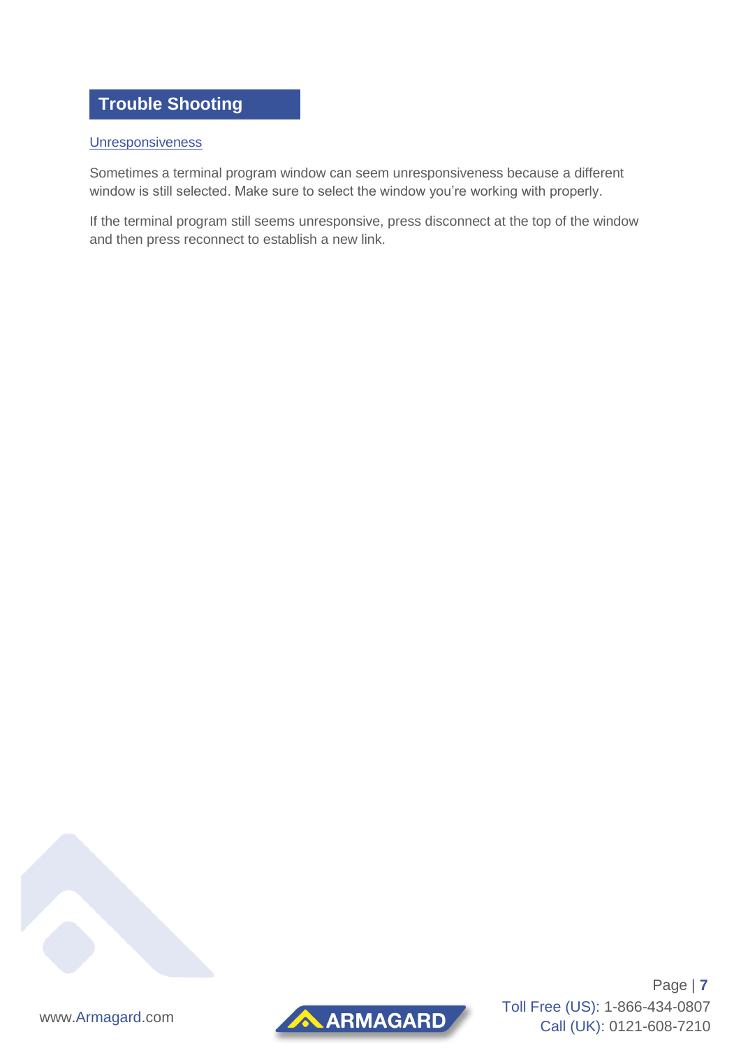# Trouble Shooting

## Unresponsiveness

Sometimes a terminal program window can seem unresponsiveness because a different window is still selected. Make sure to select the window you're working with properly.

If the terminal program still seems unresponsive, press disconnect at the top of the window and then press reconnect to establish a new link.